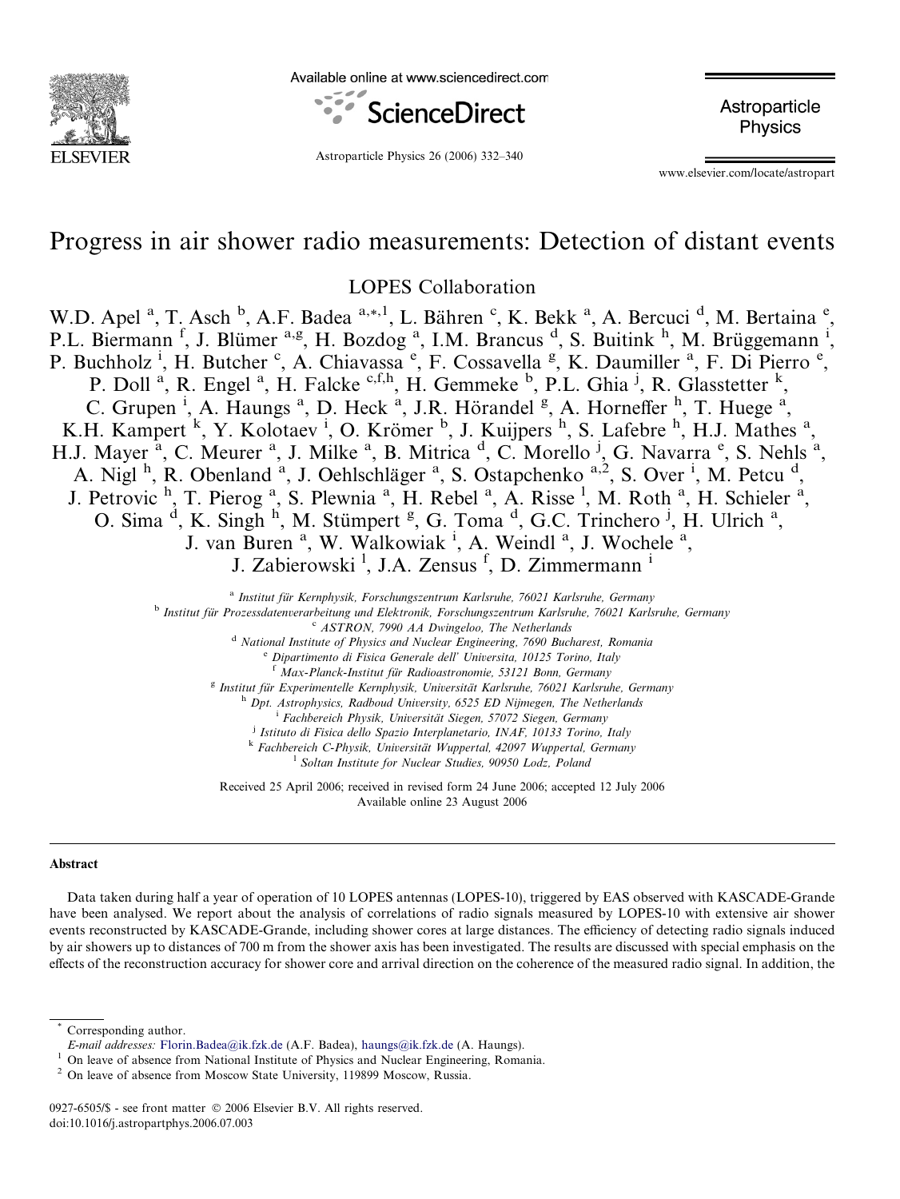# Progress in air shower radio measurements: Detection of distant events

LOPES Collaboration

W.D. Apel [a], T. Asch [b], A.F. Badea [a,*,1], L. Bähren [c], K. Bekk [a], A. Bercuci [d], M. Bertaina [e], P.L. Biermann [f], J. Blümer [a,g], H. Bozdog [a], I.M. Brancus [d], S. Buitink [h], M. Brüggemann [i], P. Buchholz [i], H. Butcher [c], A. Chiavassa [e], F. Cossavella [g], K. Daumiller [a], F. Di Pierro [e], P. Doll [a], R. Engel [a], H. Falcke [c,f,h], H. Gemmeke [b], P.L. Ghia [j], R. Glasstetter [k], C. Grupen [i], A. Haungs [a], D. Heck [a], J.R. Hörandel [g], A. Horneffer [h], T. Huege [a], K.H. Kampert [k], Y. Kolotaev [i], O. Krömer [b], J. Kuijpers [h], S. Lafebre [h], H.J. Mathes [a], H.J. Mayer [a], C. Meurer [a], J. Milke [a], B. Mitrica [d], C. Morello [j], G. Navarra [e], S. Nehls [a], A. Nigl [h], R. Obenland [a], J. Oehlschläger [a], S. Ostapchenko [a,2], S. Over [i], M. Petcu [d], J. Petrovic [h], T. Pierog [a], S. Plewnia [a], H. Rebel [a], A. Risse [l], M. Roth [a], H. Schieler [a], O. Sima [d], K. Singh [h], M. Stümpert [g], G. Toma [d], G.C. Trinchero [j], H. Ulrich [a], J. van Buren [a], W. Walkowiak [i], A. Weindl [a], J. Wochele [a], J. Zabierowski [l], J.A. Zensus [f], D. Zimmermann [i]

[a] *Institut für Kernphysik, Forschungszentrum Karlsruhe, 76021 Karlsruhe, Germany*
[b] *Institut für Prozessdatenverarbeitung und Elektronik, Forschungszentrum Karlsruhe, 76021 Karlsruhe, Germany*
[c] *ASTRON, 7990 AA Dwingeloo, The Netherlands*
[d] *National Institute of Physics and Nuclear Engineering, 7690 Bucharest, Romania*
[e] *Dipartimento di Fisica Generale dell' Universita, 10125 Torino, Italy*
[f] *Max-Planck-Institut für Radioastronomie, 53121 Bonn, Germany*
[g] *Institut für Experimentelle Kernphysik, Universität Karlsruhe, 76021 Karlsruhe, Germany*
[h] *Dpt. Astrophysics, Radboud University, 6525 ED Nijmegen, The Netherlands*
[i] *Fachbereich Physik, Universität Siegen, 57072 Siegen, Germany*
[j] *Istituto di Fisica dello Spazio Interplanetario, INAF, 10133 Torino, Italy*
[k] *Fachbereich C-Physik, Universität Wuppertal, 42097 Wuppertal, Germany*
[l] *Soltan Institute for Nuclear Studies, 90950 Lodz, Poland*

Received 25 April 2006; received in revised form 24 June 2006; accepted 12 July 2006
Available online 23 August 2006

## Abstract

Data taken during half a year of operation of 10 LOPES antennas (LOPES-10), triggered by EAS observed with KASCADE-Grande have been analysed. We report about the analysis of correlations of radio signals measured by LOPES-10 with extensive air shower events reconstructed by KASCADE-Grande, including shower cores at large distances. The efficiency of detecting radio signals induced by air showers up to distances of 700 m from the shower axis has been investigated. The results are discussed with special emphasis on the effects of the reconstruction accuracy for shower core and arrival direction on the coherence of the measured radio signal. In addition, the

* Corresponding author.
*E-mail addresses:* Florin.Badea@ik.fzk.de (A.F. Badea), haungs@ik.fzk.de (A. Haungs).
[1] On leave of absence from National Institute of Physics and Nuclear Engineering, Romania.
[2] On leave of absence from Moscow State University, 119899 Moscow, Russia.

0927-6505/$ - see front matter © 2006 Elsevier B.V. All rights reserved.
doi:10.1016/j.astropartphys.2006.07.003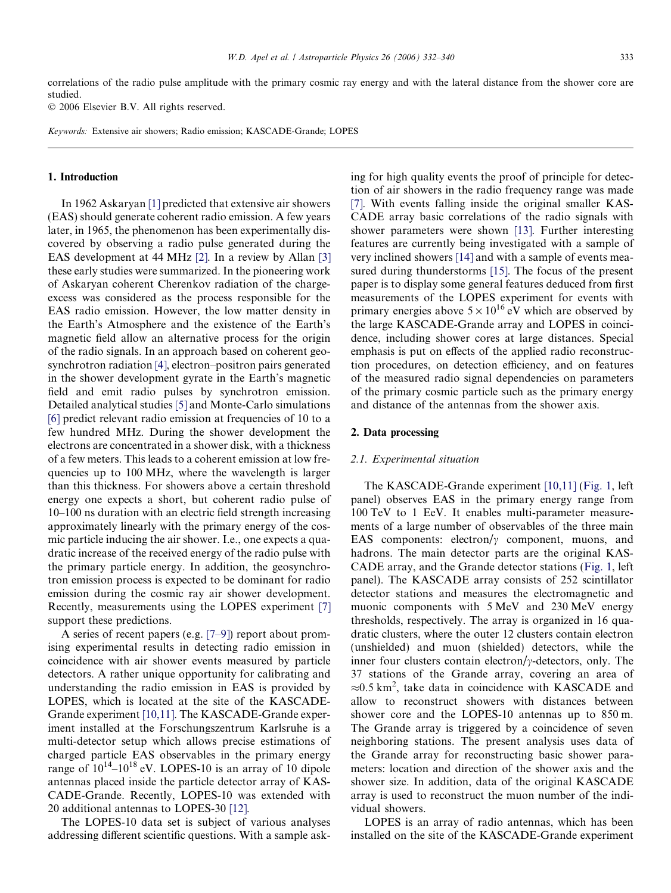correlations of the radio pulse amplitude with the primary cosmic ray energy and with the lateral distance from the shower core are studied.

© 2006 Elsevier B.V. All rights reserved.

*Keywords:* Extensive air showers; Radio emission; KASCADE-Grande; LOPES

## 1. Introduction

In 1962 Askaryan [1] predicted that extensive air showers (EAS) should generate coherent radio emission. A few years later, in 1965, the phenomenon has been experimentally discovered by observing a radio pulse generated during the EAS development at 44 MHz [2]. In a review by Allan [3] these early studies were summarized. In the pioneering work of Askaryan coherent Cherenkov radiation of the charge-excess was considered as the process responsible for the EAS radio emission. However, the low matter density in the Earth's Atmosphere and the existence of the Earth's magnetic field allow an alternative process for the origin of the radio signals. In an approach based on coherent geosynchrotron radiation [4], electron–positron pairs generated in the shower development gyrate in the Earth's magnetic field and emit radio pulses by synchrotron emission. Detailed analytical studies [5] and Monte-Carlo simulations [6] predict relevant radio emission at frequencies of 10 to a few hundred MHz. During the shower development the electrons are concentrated in a shower disk, with a thickness of a few meters. This leads to a coherent emission at low frequencies up to 100 MHz, where the wavelength is larger than this thickness. For showers above a certain threshold energy one expects a short, but coherent radio pulse of 10–100 ns duration with an electric field strength increasing approximately linearly with the primary energy of the cosmic particle inducing the air shower. I.e., one expects a quadratic increase of the received energy of the radio pulse with the primary particle energy. In addition, the geosynchrotron emission process is expected to be dominant for radio emission during the cosmic ray air shower development. Recently, measurements using the LOPES experiment [7] support these predictions.

A series of recent papers (e.g. [7–9]) report about promising experimental results in detecting radio emission in coincidence with air shower events measured by particle detectors. A rather unique opportunity for calibrating and understanding the radio emission in EAS is provided by LOPES, which is located at the site of the KASCADE-Grande experiment [10,11]. The KASCADE-Grande experiment installed at the Forschungszentrum Karlsruhe is a multi-detector setup which allows precise estimations of charged particle EAS observables in the primary energy range of $10^{14}$–$10^{18}$ eV. LOPES-10 is an array of 10 dipole antennas placed inside the particle detector array of KASCADE-Grande. Recently, LOPES-10 was extended with 20 additional antennas to LOPES-30 [12].

The LOPES-10 data set is subject of various analyses addressing different scientific questions. With a sample asking for high quality events the proof of principle for detection of air showers in the radio frequency range was made [7]. With events falling inside the original smaller KASCADE array basic correlations of the radio signals with shower parameters were shown [13]. Further interesting features are currently being investigated with a sample of very inclined showers [14] and with a sample of events measured during thunderstorms [15]. The focus of the present paper is to display some general features deduced from first measurements of the LOPES experiment for events with primary energies above $5 \times 10^{16}$ eV which are observed by the large KASCADE-Grande array and LOPES in coincidence, including shower cores at large distances. Special emphasis is put on effects of the applied radio reconstruction procedures, on detection efficiency, and on features of the measured radio signal dependencies on parameters of the primary cosmic particle such as the primary energy and distance of the antennas from the shower axis.

## 2. Data processing

### 2.1. Experimental situation

The KASCADE-Grande experiment [10,11] (Fig. 1, left panel) observes EAS in the primary energy range from 100 TeV to 1 EeV. It enables multi-parameter measurements of a large number of observables of the three main EAS components: electron/$\gamma$ component, muons, and hadrons. The main detector parts are the original KASCADE array, and the Grande detector stations (Fig. 1, left panel). The KASCADE array consists of 252 scintillator detector stations and measures the electromagnetic and muonic components with 5 MeV and 230 MeV energy thresholds, respectively. The array is organized in 16 quadratic clusters, where the outer 12 clusters contain electron (unshielded) and muon (shielded) detectors, while the inner four clusters contain electron/$\gamma$-detectors, only. The 37 stations of the Grande array, covering an area of $\approx$0.5 km$^2$, take data in coincidence with KASCADE and allow to reconstruct showers with distances between shower core and the LOPES-10 antennas up to 850 m. The Grande array is triggered by a coincidence of seven neighboring stations. The present analysis uses data of the Grande array for reconstructing basic shower parameters: location and direction of the shower axis and the shower size. In addition, data of the original KASCADE array is used to reconstruct the muon number of the individual showers.

LOPES is an array of radio antennas, which has been installed on the site of the KASCADE-Grande experiment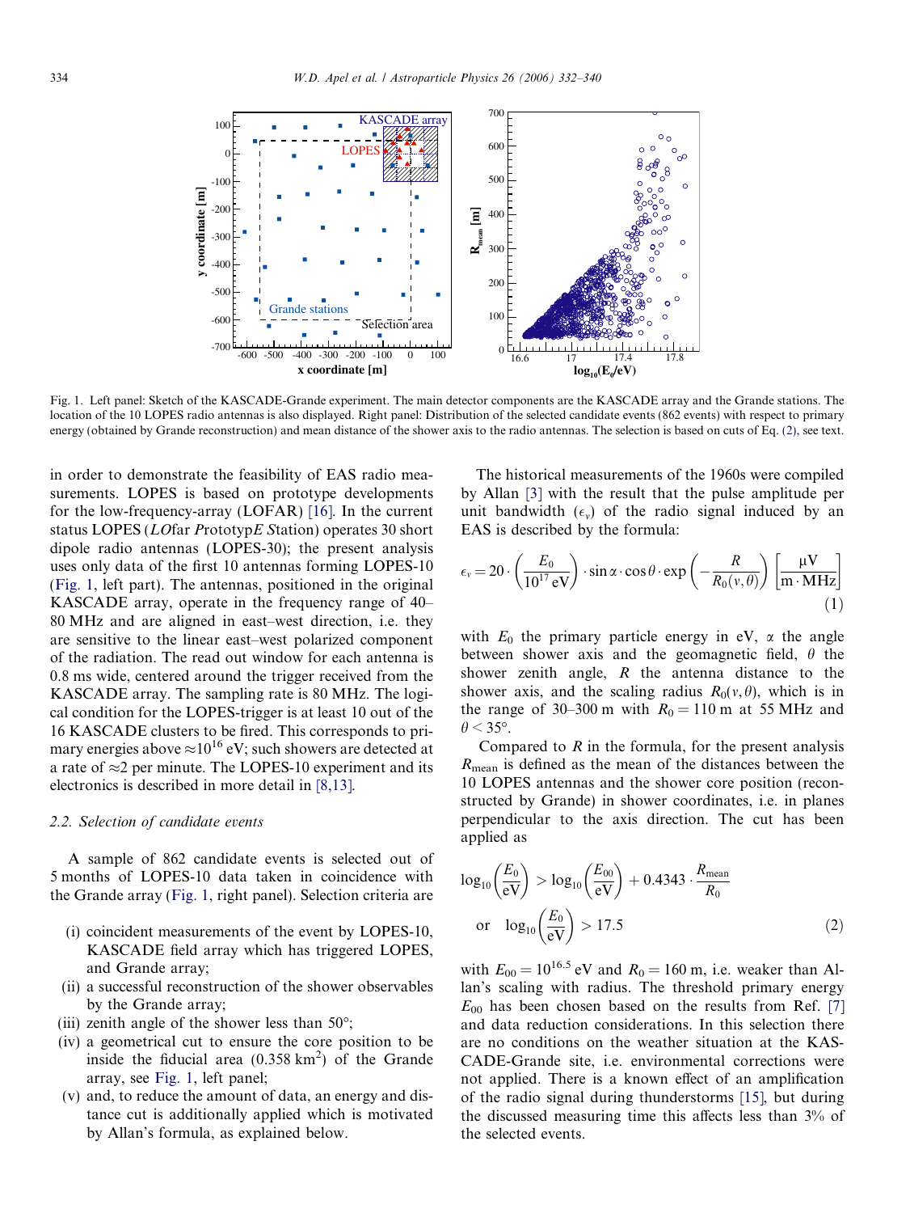Fig. 1. Left panel: Sketch of the KASCADE-Grande experiment. The main detector components are the KASCADE array and the Grande stations. The location of the 10 LOPES radio antennas is also displayed. Right panel: Distribution of the selected candidate events (862 events) with respect to primary energy (obtained by Grande reconstruction) and mean distance of the shower axis to the radio antennas. The selection is based on cuts of Eq. (2), see text.

in order to demonstrate the feasibility of EAS radio measurements. LOPES is based on prototype developments for the low-frequency-array (LOFAR) [16]. In the current status LOPES (*LO*far *P*rototyp*E* *S*tation) operates 30 short dipole radio antennas (LOPES-30); the present analysis uses only data of the first 10 antennas forming LOPES-10 (Fig. 1, left part). The antennas, positioned in the original KASCADE array, operate in the frequency range of 40–80 MHz and are aligned in east–west direction, i.e. they are sensitive to the linear east–west polarized component of the radiation. The read out window for each antenna is 0.8 ms wide, centered around the trigger received from the KASCADE array. The sampling rate is 80 MHz. The logical condition for the LOPES-trigger is at least 10 out of the 16 KASCADE clusters to be fired. This corresponds to primary energies above $\approx 10^{16}$ eV; such showers are detected at a rate of $\approx 2$ per minute. The LOPES-10 experiment and its electronics is described in more detail in [8,13].

### 2.2. Selection of candidate events

A sample of 862 candidate events is selected out of 5 months of LOPES-10 data taken in coincidence with the Grande array (Fig. 1, right panel). Selection criteria are

- (i) coincident measurements of the event by LOPES-10, KASCADE field array which has triggered LOPES, and Grande array;
- (ii) a successful reconstruction of the shower observables by the Grande array;
- (iii) zenith angle of the shower less than 50°;
- (iv) a geometrical cut to ensure the core position to be inside the fiducial area (0.358 km$^2$) of the Grande array, see Fig. 1, left panel;
- (v) and, to reduce the amount of data, an energy and distance cut is additionally applied which is motivated by Allan's formula, as explained below.

The historical measurements of the 1960s were compiled by Allan [3] with the result that the pulse amplitude per unit bandwidth ($\epsilon_\nu$) of the radio signal induced by an EAS is described by the formula:

$$\epsilon_\nu = 20 \cdot \left(\frac{E_0}{10^{17}\,\mathrm{eV}}\right) \cdot \sin\alpha \cdot \cos\theta \cdot \exp\left(-\frac{R}{R_0(\nu,\theta)}\right) \left[\frac{\mu\mathrm{V}}{\mathrm{m}\cdot\mathrm{MHz}}\right] \tag{1}$$

with $E_0$ the primary particle energy in eV, $\alpha$ the angle between shower axis and the geomagnetic field, $\theta$ the shower zenith angle, $R$ the antenna distance to the shower axis, and the scaling radius $R_0(\nu,\theta)$, which is in the range of 30–300 m with $R_0 = 110$ m at 55 MHz and $\theta < 35°$.

Compared to $R$ in the formula, for the present analysis $R_{\mathrm{mean}}$ is defined as the mean of the distances between the 10 LOPES antennas and the shower core position (reconstructed by Grande) in shower coordinates, i.e. in planes perpendicular to the axis direction. The cut has been applied as

$$\log_{10}\left(\frac{E_0}{\mathrm{eV}}\right) > \log_{10}\left(\frac{E_{00}}{\mathrm{eV}}\right) + 0.4343 \cdot \frac{R_{\mathrm{mean}}}{R_0}$$
$$\text{or} \quad \log_{10}\left(\frac{E_0}{\mathrm{eV}}\right) > 17.5 \tag{2}$$

with $E_{00} = 10^{16.5}$ eV and $R_0 = 160$ m, i.e. weaker than Allan's scaling with radius. The threshold primary energy $E_{00}$ has been chosen based on the results from Ref. [7] and data reduction considerations. In this selection there are no conditions on the weather situation at the KASCADE-Grande site, i.e. environmental corrections were not applied. There is a known effect of an amplification of the radio signal during thunderstorms [15], but during the discussed measuring time this affects less than 3% of the selected events.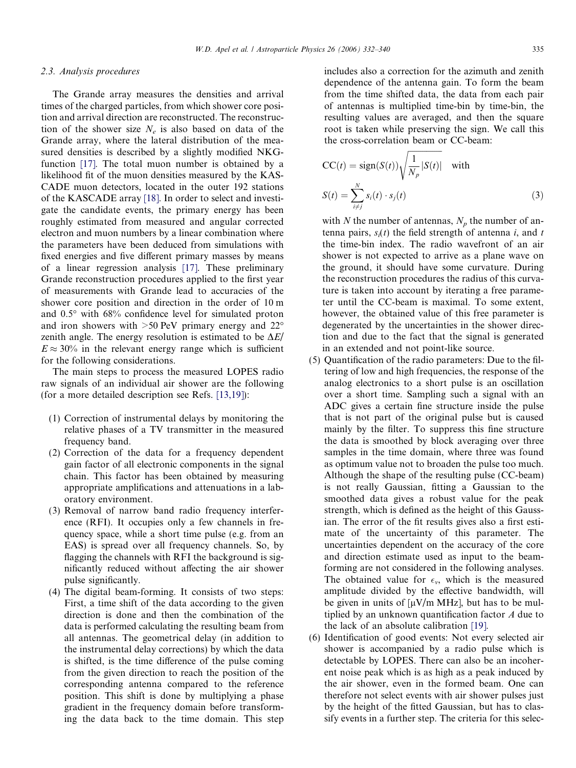### 2.3. Analysis procedures

The Grande array measures the densities and arrival times of the charged particles, from which shower core position and arrival direction are reconstructed. The reconstruction of the shower size $N_e$ is also based on data of the Grande array, where the lateral distribution of the measured densities is described by a slightly modified NKG-function [17]. The total muon number is obtained by a likelihood fit of the muon densities measured by the KASCADE muon detectors, located in the outer 192 stations of the KASCADE array [18]. In order to select and investigate the candidate events, the primary energy has been roughly estimated from measured and angular corrected electron and muon numbers by a linear combination where the parameters have been deduced from simulations with fixed energies and five different primary masses by means of a linear regression analysis [17]. These preliminary Grande reconstruction procedures applied to the first year of measurements with Grande lead to accuracies of the shower core position and direction in the order of 10 m and 0.5° with 68% confidence level for simulated proton and iron showers with >50 PeV primary energy and 22° zenith angle. The energy resolution is estimated to be $\Delta E/E \approx 30\%$ in the relevant energy range which is sufficient for the following considerations.

The main steps to process the measured LOPES radio raw signals of an individual air shower are the following (for a more detailed description see Refs. [13,19]):

1. Correction of instrumental delays by monitoring the relative phases of a TV transmitter in the measured frequency band.
2. Correction of the data for a frequency dependent gain factor of all electronic components in the signal chain. This factor has been obtained by measuring appropriate amplifications and attenuations in a laboratory environment.
3. Removal of narrow band radio frequency interference (RFI). It occupies only a few channels in frequency space, while a short time pulse (e.g. from an EAS) is spread over all frequency channels. So, by flagging the channels with RFI the background is significantly reduced without affecting the air shower pulse significantly.
4. The digital beam-forming. It consists of two steps: First, a time shift of the data according to the given direction is done and then the combination of the data is performed calculating the resulting beam from all antennas. The geometrical delay (in addition to the instrumental delay corrections) by which the data is shifted, is the time difference of the pulse coming from the given direction to reach the position of the corresponding antenna compared to the reference position. This shift is done by multiplying a phase gradient in the frequency domain before transforming the data back to the time domain. This step includes also a correction for the azimuth and zenith dependence of the antenna gain. To form the beam from the time shifted data, the data from each pair of antennas is multiplied time-bin by time-bin, the resulting values are averaged, and then the square root is taken while preserving the sign. We call this the cross-correlation beam or CC-beam:

$$\mathrm{CC}(t) = \mathrm{sign}(S(t))\sqrt{\frac{1}{N_p}|S(t)|} \quad \text{with}$$

$$S(t) = \sum_{i \neq j}^{N} s_i(t) \cdot s_j(t) \tag{3}$$

   with $N$ the number of antennas, $N_p$ the number of antenna pairs, $s_i(t)$ the field strength of antenna $i$, and $t$ the time-bin index. The radio wavefront of an air shower is not expected to arrive as a plane wave on the ground, it should have some curvature. During the reconstruction procedures the radius of this curvature is taken into account by iterating a free parameter until the CC-beam is maximal. To some extent, however, the obtained value of this free parameter is degenerated by the uncertainties in the shower direction and due to the fact that the signal is generated in an extended and not point-like source.
5. Quantification of the radio parameters: Due to the filtering of low and high frequencies, the response of the analog electronics to a short pulse is an oscillation over a short time. Sampling such a signal with an ADC gives a certain fine structure inside the pulse that is not part of the original pulse but is caused mainly by the filter. To suppress this fine structure the data is smoothed by block averaging over three samples in the time domain, where three was found as optimum value not to broaden the pulse too much. Although the shape of the resulting pulse (CC-beam) is not really Gaussian, fitting a Gaussian to the smoothed data gives a robust value for the peak strength, which is defined as the height of this Gaussian. The error of the fit results gives also a first estimate of the uncertainty of this parameter. The uncertainties dependent on the accuracy of the core and direction estimate used as input to the beam-forming are not considered in the following analyses. The obtained value for $\epsilon_\nu$, which is the measured amplitude divided by the effective bandwidth, will be given in units of [μV/m MHz], but has to be multiplied by an unknown quantification factor $A$ due to the lack of an absolute calibration [19].
6. Identification of good events: Not every selected air shower is accompanied by a radio pulse which is detectable by LOPES. There can also be an incoherent noise peak which is as high as a peak induced by the air shower, even in the formed beam. One can therefore not select events with air shower pulses just by the height of the fitted Gaussian, but has to classify events in a further step. The criteria for this selec-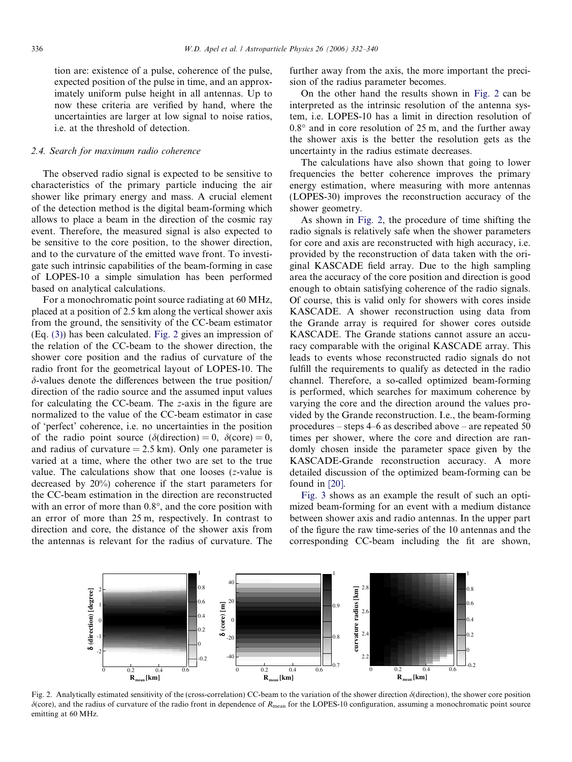tion are: existence of a pulse, coherence of the pulse, expected position of the pulse in time, and an approximately uniform pulse height in all antennas. Up to now these criteria are verified by hand, where the uncertainties are larger at low signal to noise ratios, i.e. at the threshold of detection.

### 2.4. Search for maximum radio coherence

The observed radio signal is expected to be sensitive to characteristics of the primary particle inducing the air shower like primary energy and mass. A crucial element of the detection method is the digital beam-forming which allows to place a beam in the direction of the cosmic ray event. Therefore, the measured signal is also expected to be sensitive to the core position, to the shower direction, and to the curvature of the emitted wave front. To investigate such intrinsic capabilities of the beam-forming in case of LOPES-10 a simple simulation has been performed based on analytical calculations.

For a monochromatic point source radiating at 60 MHz, placed at a position of 2.5 km along the vertical shower axis from the ground, the sensitivity of the CC-beam estimator (Eq. (3)) has been calculated. Fig. 2 gives an impression of the relation of the CC-beam to the shower direction, the shower core position and the radius of curvature of the radio front for the geometrical layout of LOPES-10. The $\delta$-values denote the differences between the true position/direction of the radio source and the assumed input values for calculating the CC-beam. The $z$-axis in the figure are normalized to the value of the CC-beam estimator in case of 'perfect' coherence, i.e. no uncertainties in the position of the radio point source ($\delta(\text{direction}) = 0$, $\delta(\text{core}) = 0$, and radius of curvature = 2.5 km). Only one parameter is varied at a time, where the other two are set to the true value. The calculations show that one looses ($z$-value is decreased by 20%) coherence if the start parameters for the CC-beam estimation in the direction are reconstructed with an error of more than 0.8°, and the core position with an error of more than 25 m, respectively. In contrast to direction and core, the distance of the shower axis from the antennas is relevant for the radius of curvature. The further away from the axis, the more important the precision of the radius parameter becomes.

On the other hand the results shown in Fig. 2 can be interpreted as the intrinsic resolution of the antenna system, i.e. LOPES-10 has a limit in direction resolution of 0.8° and in core resolution of 25 m, and the further away the shower axis is the better the resolution gets as the uncertainty in the radius estimate decreases.

The calculations have also shown that going to lower frequencies the better coherence improves the primary energy estimation, where measuring with more antennas (LOPES-30) improves the reconstruction accuracy of the shower geometry.

As shown in Fig. 2, the procedure of time shifting the radio signals is relatively safe when the shower parameters for core and axis are reconstructed with high accuracy, i.e. provided by the reconstruction of data taken with the original KASCADE field array. Due to the high sampling area the accuracy of the core position and direction is good enough to obtain satisfying coherence of the radio signals. Of course, this is valid only for showers with cores inside KASCADE. A shower reconstruction using data from the Grande array is required for shower cores outside KASCADE. The Grande stations cannot assure an accuracy comparable with the original KASCADE array. This leads to events whose reconstructed radio signals do not fulfill the requirements to qualify as detected in the radio channel. Therefore, a so-called optimized beam-forming is performed, which searches for maximum coherence by varying the core and the direction around the values provided by the Grande reconstruction. I.e., the beam-forming procedures – steps 4–6 as described above – are repeated 50 times per shower, where the core and direction are randomly chosen inside the parameter space given by the KASCADE-Grande reconstruction accuracy. A more detailed discussion of the optimized beam-forming can be found in [20].

Fig. 3 shows as an example the result of such an optimized beam-forming for an event with a medium distance between shower axis and radio antennas. In the upper part of the figure the raw time-series of the 10 antennas and the corresponding CC-beam including the fit are shown,

Fig. 2. Analytically estimated sensitivity of the (cross-correlation) CC-beam to the variation of the shower direction $\delta$(direction), the shower core position $\delta$(core), and the radius of curvature of the radio front in dependence of $R_{\text{mean}}$ for the LOPES-10 configuration, assuming a monochromatic point source emitting at 60 MHz.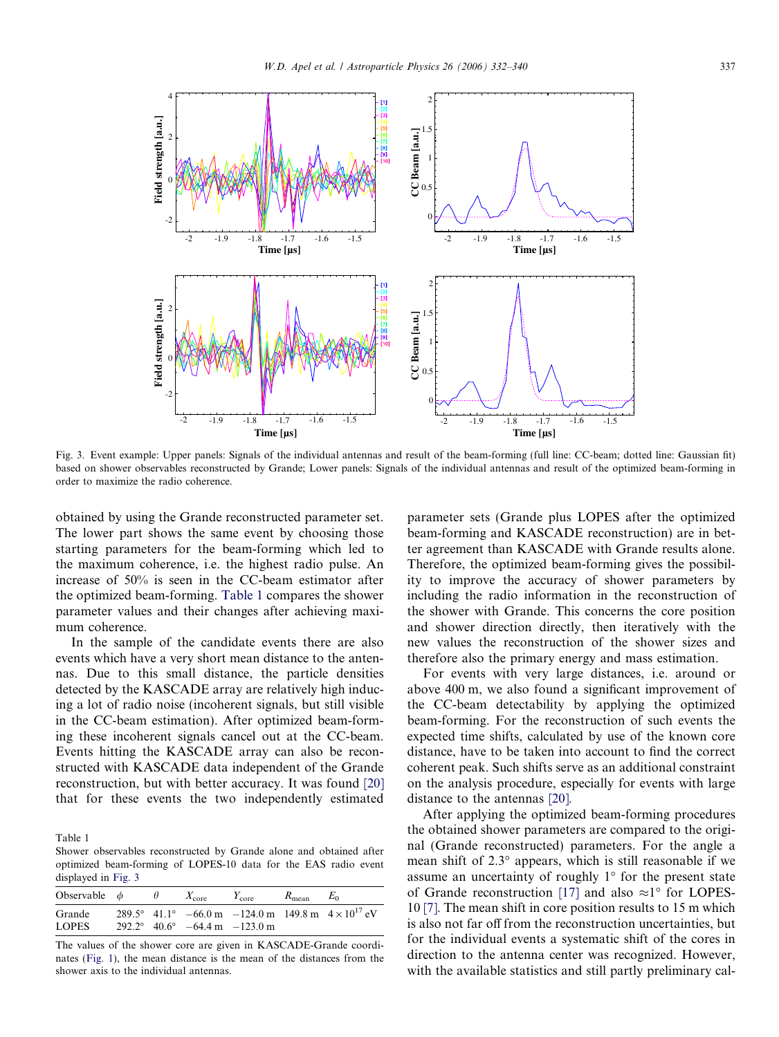Fig. 3. Event example: Upper panels: Signals of the individual antennas and result of the beam-forming (full line: CC-beam; dotted line: Gaussian fit) based on shower observables reconstructed by Grande; Lower panels: Signals of the individual antennas and result of the optimized beam-forming in order to maximize the radio coherence.

obtained by using the Grande reconstructed parameter set. The lower part shows the same event by choosing those starting parameters for the beam-forming which led to the maximum coherence, i.e. the highest radio pulse. An increase of 50% is seen in the CC-beam estimator after the optimized beam-forming. Table 1 compares the shower parameter values and their changes after achieving maximum coherence.

In the sample of the candidate events there are also events which have a very short mean distance to the antennas. Due to this small distance, the particle densities detected by the KASCADE array are relatively high inducing a lot of radio noise (incoherent signals, but still visible in the CC-beam estimation). After optimized beam-forming these incoherent signals cancel out at the CC-beam. Events hitting the KASCADE array can also be reconstructed with KASCADE data independent of the Grande reconstruction, but with better accuracy. It was found [20] that for these events the two independently estimated parameter sets (Grande plus LOPES after the optimized beam-forming and KASCADE reconstruction) are in better agreement than KASCADE with Grande results alone. Therefore, the optimized beam-forming gives the possibility to improve the accuracy of shower parameters by including the radio information in the reconstruction of the shower with Grande. This concerns the core position and shower direction directly, then iteratively with the new values the reconstruction of the shower sizes and therefore also the primary energy and mass estimation.

For events with very large distances, i.e. around or above 400 m, we also found a significant improvement of the CC-beam detectability by applying the optimized beam-forming. For the reconstruction of such events the expected time shifts, calculated by use of the known core distance, have to be taken into account to find the correct coherent peak. Such shifts serve as an additional constraint on the analysis procedure, especially for events with large distance to the antennas [20].

After applying the optimized beam-forming procedures the obtained shower parameters are compared to the original (Grande reconstructed) parameters. For the angle a mean shift of 2.3° appears, which is still reasonable if we assume an uncertainty of roughly 1° for the present state of Grande reconstruction [17] and also ≈1° for LOPES-10 [7]. The mean shift in core position results to 15 m which is also not far off from the reconstruction uncertainties, but for the individual events a systematic shift of the cores in direction to the antenna center was recognized. However, with the available statistics and still partly preliminary cal-

Table 1
Shower observables reconstructed by Grande alone and obtained after optimized beam-forming of LOPES-10 data for the EAS radio event displayed in Fig. 3

| Observable | $\phi$ | $\theta$ | $X_{core}$ | $Y_{core}$ | $R_{mean}$ | $E_0$ |
|---|---|---|---|---|---|---|
| Grande | 289.5° | 41.1° | −66.0 m | −124.0 m | 149.8 m | $4 \times 10^{17}$ eV |
| LOPES | 292.2° | 40.6° | −64.4 m | −123.0 m | | |

The values of the shower core are given in KASCADE-Grande coordinates (Fig. 1), the mean distance is the mean of the distances from the shower axis to the individual antennas.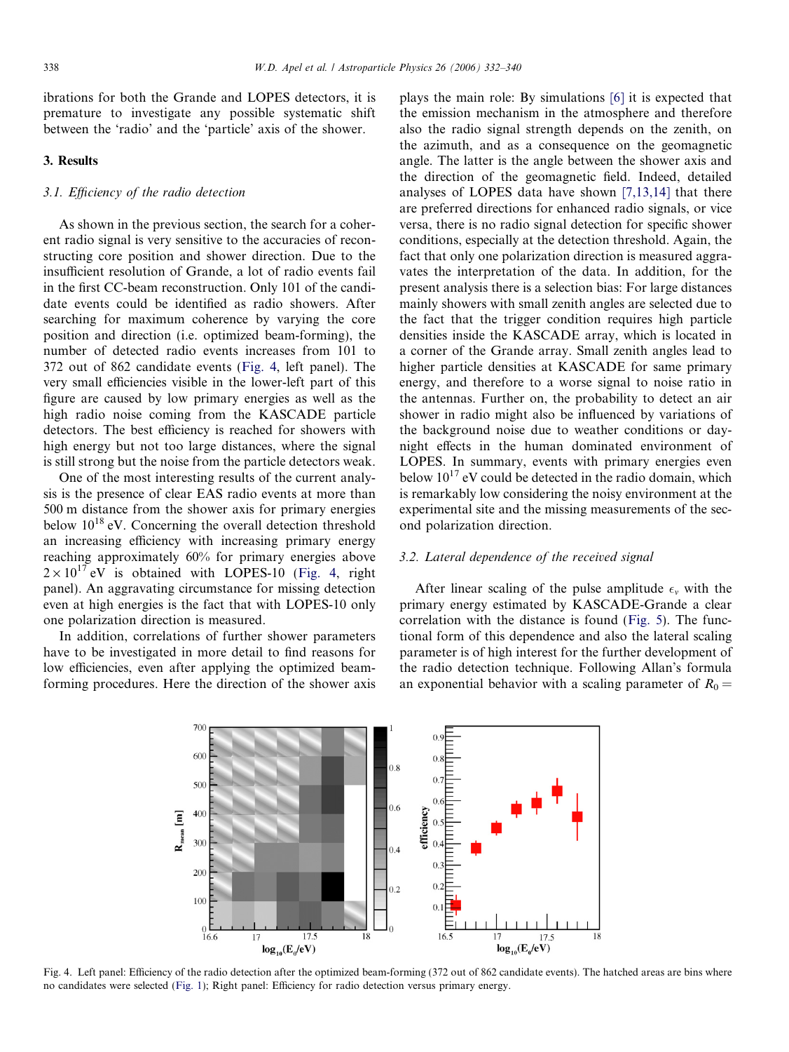ibrations for both the Grande and LOPES detectors, it is premature to investigate any possible systematic shift between the 'radio' and the 'particle' axis of the shower.

## 3. Results

### 3.1. Efficiency of the radio detection

As shown in the previous section, the search for a coherent radio signal is very sensitive to the accuracies of reconstructing core position and shower direction. Due to the insufficient resolution of Grande, a lot of radio events fail in the first CC-beam reconstruction. Only 101 of the candidate events could be identified as radio showers. After searching for maximum coherence by varying the core position and direction (i.e. optimized beam-forming), the number of detected radio events increases from 101 to 372 out of 862 candidate events (Fig. 4, left panel). The very small efficiencies visible in the lower-left part of this figure are caused by low primary energies as well as the high radio noise coming from the KASCADE particle detectors. The best efficiency is reached for showers with high energy but not too large distances, where the signal is still strong but the noise from the particle detectors weak.

One of the most interesting results of the current analysis is the presence of clear EAS radio events at more than 500 m distance from the shower axis for primary energies below $10^{18}$ eV. Concerning the overall detection threshold an increasing efficiency with increasing primary energy reaching approximately 60% for primary energies above $2 \times 10^{17}$ eV is obtained with LOPES-10 (Fig. 4, right panel). An aggravating circumstance for missing detection even at high energies is the fact that with LOPES-10 only one polarization direction is measured.

In addition, correlations of further shower parameters have to be investigated in more detail to find reasons for low efficiencies, even after applying the optimized beam-forming procedures. Here the direction of the shower axis plays the main role: By simulations [6] it is expected that the emission mechanism in the atmosphere and therefore also the radio signal strength depends on the zenith, on the azimuth, and as a consequence on the geomagnetic angle. The latter is the angle between the shower axis and the direction of the geomagnetic field. Indeed, detailed analyses of LOPES data have shown [7,13,14] that there are preferred directions for enhanced radio signals, or vice versa, there is no radio signal detection for specific shower conditions, especially at the detection threshold. Again, the fact that only one polarization direction is measured aggravates the interpretation of the data. In addition, for the present analysis there is a selection bias: For large distances mainly showers with small zenith angles are selected due to the fact that the trigger condition requires high particle densities inside the KASCADE array, which is located in a corner of the Grande array. Small zenith angles lead to higher particle densities at KASCADE for same primary energy, and therefore to a worse signal to noise ratio in the antennas. Further on, the probability to detect an air shower in radio might also be influenced by variations of the background noise due to weather conditions or day-night effects in the human dominated environment of LOPES. In summary, events with primary energies even below $10^{17}$ eV could be detected in the radio domain, which is remarkably low considering the noisy environment at the experimental site and the missing measurements of the second polarization direction.

### 3.2. Lateral dependence of the received signal

After linear scaling of the pulse amplitude $\epsilon_\nu$ with the primary energy estimated by KASCADE-Grande a clear correlation with the distance is found (Fig. 5). The functional form of this dependence and also the lateral scaling parameter is of high interest for the further development of the radio detection technique. Following Allan's formula an exponential behavior with a scaling parameter of $R_0 =$

Fig. 4. Left panel: Efficiency of the radio detection after the optimized beam-forming (372 out of 862 candidate events). The hatched areas are bins where no candidates were selected (Fig. 1); Right panel: Efficiency for radio detection versus primary energy.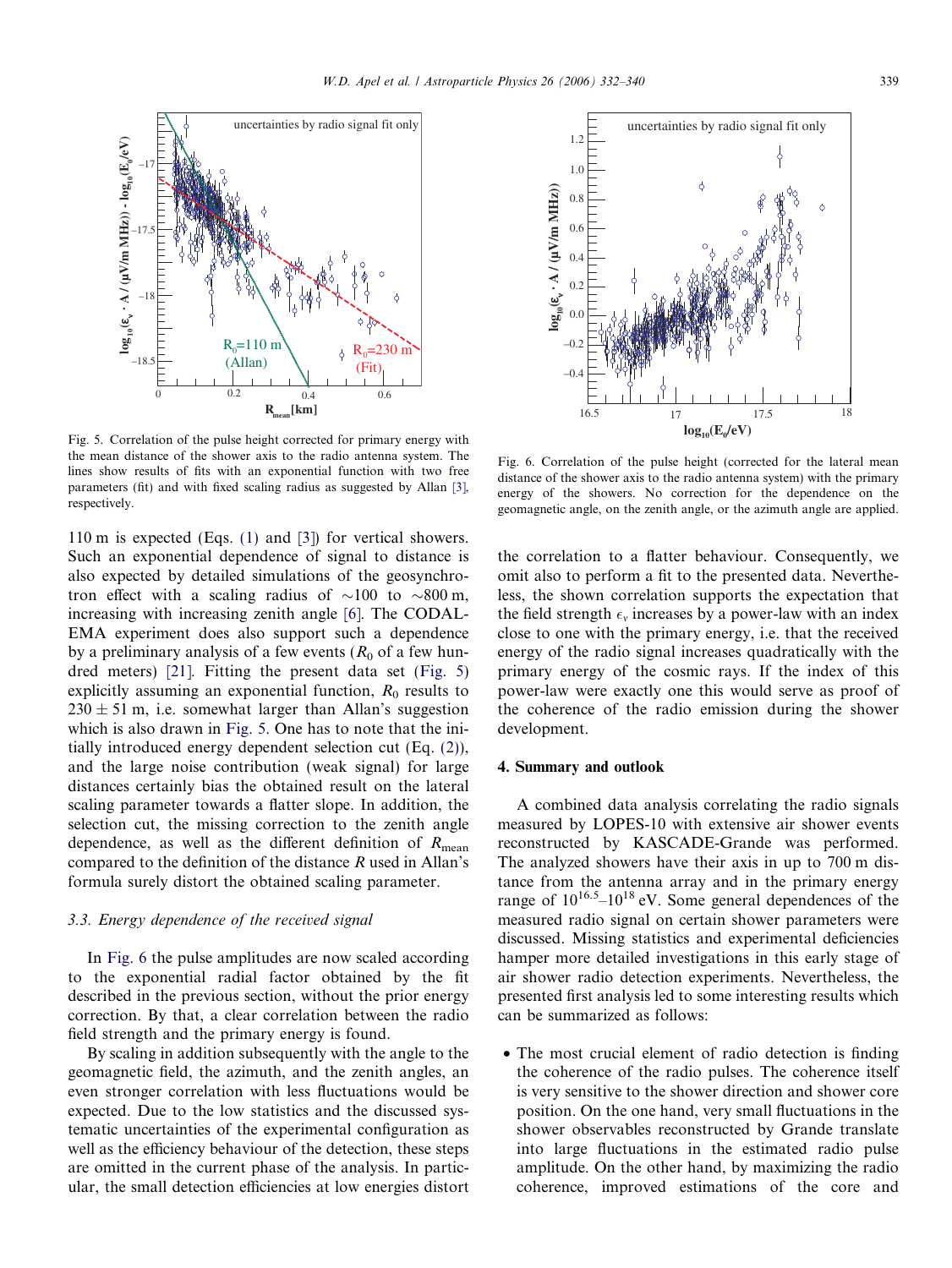Fig. 5. Correlation of the pulse height corrected for primary energy with the mean distance of the shower axis to the radio antenna system. The lines show results of fits with an exponential function with two free parameters (fit) and with fixed scaling radius as suggested by Allan [3], respectively.

Fig. 6. Correlation of the pulse height (corrected for the lateral mean distance of the shower axis to the radio antenna system) with the primary energy of the showers. No correction for the dependence on the geomagnetic angle, on the zenith angle, or the azimuth angle are applied.

110 m is expected (Eqs. (1) and [3]) for vertical showers. Such an exponential dependence of signal to distance is also expected by detailed simulations of the geosynchrotron effect with a scaling radius of ~100 to ~800 m, increasing with increasing zenith angle [6]. The CODALEMA experiment does also support such a dependence by a preliminary analysis of a few events ($R_0$ of a few hundred meters) [21]. Fitting the present data set (Fig. 5) explicitly assuming an exponential function, $R_0$ results to $230 \pm 51$ m, i.e. somewhat larger than Allan's suggestion which is also drawn in Fig. 5. One has to note that the initially introduced energy dependent selection cut (Eq. (2)), and the large noise contribution (weak signal) for large distances certainly bias the obtained result on the lateral scaling parameter towards a flatter slope. In addition, the selection cut, the missing correction to the zenith angle dependence, as well as the different definition of $R_{\text{mean}}$ compared to the definition of the distance $R$ used in Allan's formula surely distort the obtained scaling parameter.

### 3.3. Energy dependence of the received signal

In Fig. 6 the pulse amplitudes are now scaled according to the exponential radial factor obtained by the fit described in the previous section, without the prior energy correction. By that, a clear correlation between the radio field strength and the primary energy is found.

By scaling in addition subsequently with the angle to the geomagnetic field, the azimuth, and the zenith angles, an even stronger correlation with less fluctuations would be expected. Due to the low statistics and the discussed systematic uncertainties of the experimental configuration as well as the efficiency behaviour of the detection, these steps are omitted in the current phase of the analysis. In particular, the small detection efficiencies at low energies distort the correlation to a flatter behaviour. Consequently, we omit also to perform a fit to the presented data. Nevertheless, the shown correlation supports the expectation that the field strength $\epsilon_\nu$ increases by a power-law with an index close to one with the primary energy, i.e. that the received energy of the radio signal increases quadratically with the primary energy of the cosmic rays. If the index of this power-law were exactly one this would serve as proof of the coherence of the radio emission during the shower development.

## 4. Summary and outlook

A combined data analysis correlating the radio signals measured by LOPES-10 with extensive air shower events reconstructed by KASCADE-Grande was performed. The analyzed showers have their axis in up to 700 m distance from the antenna array and in the primary energy range of $10^{16.5}$–$10^{18}$ eV. Some general dependences of the measured radio signal on certain shower parameters were discussed. Missing statistics and experimental deficiencies hamper more detailed investigations in this early stage of air shower radio detection experiments. Nevertheless, the presented first analysis led to some interesting results which can be summarized as follows:

- The most crucial element of radio detection is finding the coherence of the radio pulses. The coherence itself is very sensitive to the shower direction and shower core position. On the one hand, very small fluctuations in the shower observables reconstructed by Grande translate into large fluctuations in the estimated radio pulse amplitude. On the other hand, by maximizing the radio coherence, improved estimations of the core and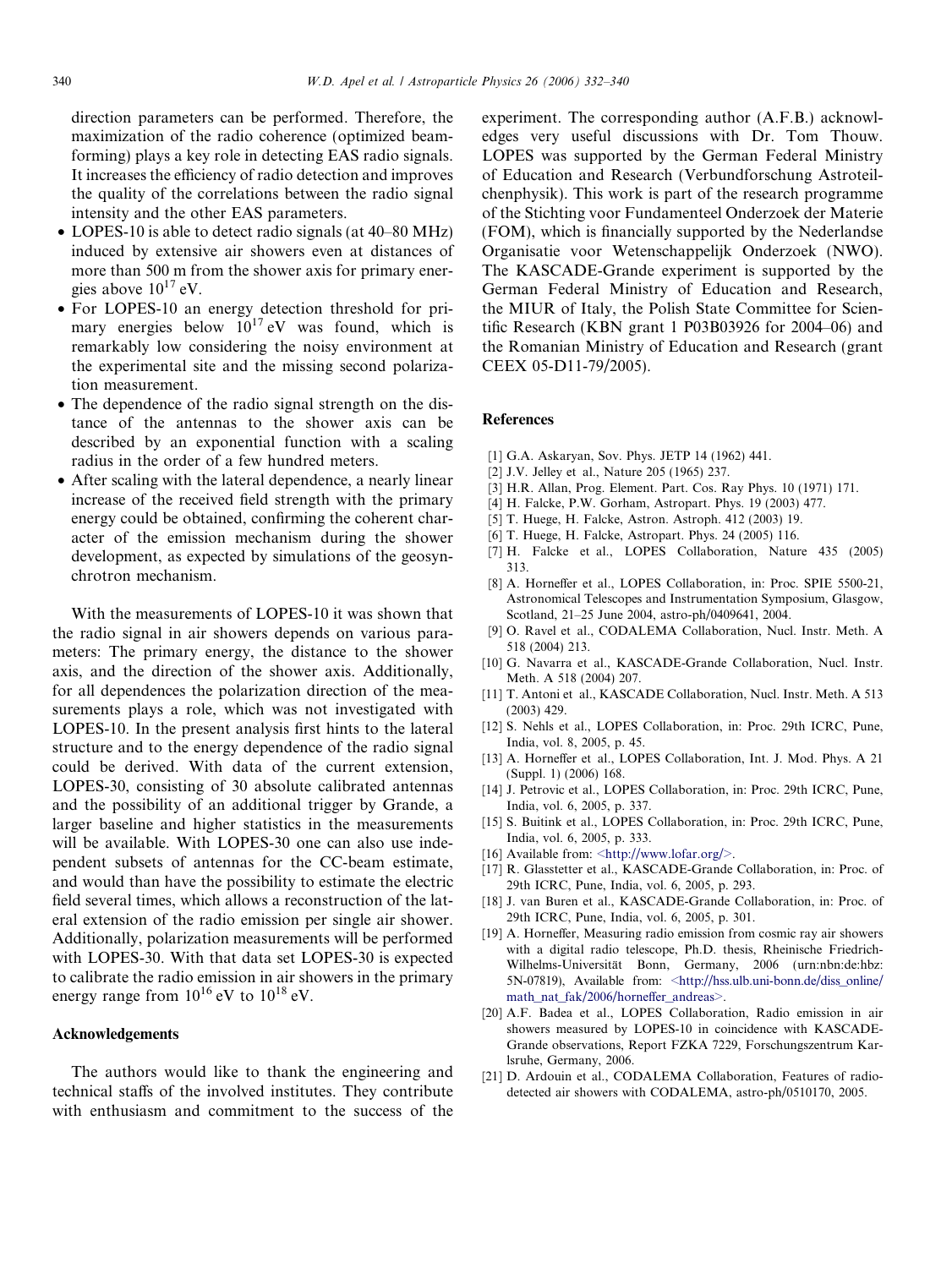direction parameters can be performed. Therefore, the maximization of the radio coherence (optimized beamforming) plays a key role in detecting EAS radio signals. It increases the efficiency of radio detection and improves the quality of the correlations between the radio signal intensity and the other EAS parameters.

- LOPES-10 is able to detect radio signals (at 40–80 MHz) induced by extensive air showers even at distances of more than 500 m from the shower axis for primary energies above $10^{17}$ eV.
- For LOPES-10 an energy detection threshold for primary energies below $10^{17}$ eV was found, which is remarkably low considering the noisy environment at the experimental site and the missing second polarization measurement.
- The dependence of the radio signal strength on the distance of the antennas to the shower axis can be described by an exponential function with a scaling radius in the order of a few hundred meters.
- After scaling with the lateral dependence, a nearly linear increase of the received field strength with the primary energy could be obtained, confirming the coherent character of the emission mechanism during the shower development, as expected by simulations of the geosynchrotron mechanism.

With the measurements of LOPES-10 it was shown that the radio signal in air showers depends on various parameters: The primary energy, the distance to the shower axis, and the direction of the shower axis. Additionally, for all dependences the polarization direction of the measurements plays a role, which was not investigated with LOPES-10. In the present analysis first hints to the lateral structure and to the energy dependence of the radio signal could be derived. With data of the current extension, LOPES-30, consisting of 30 absolute calibrated antennas and the possibility of an additional trigger by Grande, a larger baseline and higher statistics in the measurements will be available. With LOPES-30 one can also use independent subsets of antennas for the CC-beam estimate, and would than have the possibility to estimate the electric field several times, which allows a reconstruction of the lateral extension of the radio emission per single air shower. Additionally, polarization measurements will be performed with LOPES-30. With that data set LOPES-30 is expected to calibrate the radio emission in air showers in the primary energy range from $10^{16}$ eV to $10^{18}$ eV.

## Acknowledgements

The authors would like to thank the engineering and technical staffs of the involved institutes. They contribute with enthusiasm and commitment to the success of the experiment. The corresponding author (A.F.B.) acknowledges very useful discussions with Dr. Tom Thouw. LOPES was supported by the German Federal Ministry of Education and Research (Verbundforschung Astroteilchenphysik). This work is part of the research programme of the Stichting voor Fundamenteel Onderzoek der Materie (FOM), which is financially supported by the Nederlandse Organisatie voor Wetenschappelijk Onderzoek (NWO). The KASCADE-Grande experiment is supported by the German Federal Ministry of Education and Research, the MIUR of Italy, the Polish State Committee for Scientific Research (KBN grant 1 P03B03926 for 2004–06) and the Romanian Ministry of Education and Research (grant CEEX 05-D11-79/2005).

## References

[1] G.A. Askaryan, Sov. Phys. JETP 14 (1962) 441.

[2] J.V. Jelley et al., Nature 205 (1965) 237.

[3] H.R. Allan, Prog. Element. Part. Cos. Ray Phys. 10 (1971) 171.

[4] H. Falcke, P.W. Gorham, Astropart. Phys. 19 (2003) 477.

[5] T. Huege, H. Falcke, Astron. Astroph. 412 (2003) 19.

[6] T. Huege, H. Falcke, Astropart. Phys. 24 (2005) 116.

[7] H. Falcke et al., LOPES Collaboration, Nature 435 (2005) 313.

[8] A. Horneffer et al., LOPES Collaboration, in: Proc. SPIE 5500-21, Astronomical Telescopes and Instrumentation Symposium, Glasgow, Scotland, 21–25 June 2004, astro-ph/0409641, 2004.

[9] O. Ravel et al., CODALEMA Collaboration, Nucl. Instr. Meth. A 518 (2004) 213.

[10] G. Navarra et al., KASCADE-Grande Collaboration, Nucl. Instr. Meth. A 518 (2004) 207.

[11] T. Antoni et al., KASCADE Collaboration, Nucl. Instr. Meth. A 513 (2003) 429.

[12] S. Nehls et al., LOPES Collaboration, in: Proc. 29th ICRC, Pune, India, vol. 8, 2005, p. 45.

[13] A. Horneffer et al., LOPES Collaboration, Int. J. Mod. Phys. A 21 (Suppl. 1) (2006) 168.

[14] J. Petrovic et al., LOPES Collaboration, in: Proc. 29th ICRC, Pune, India, vol. 6, 2005, p. 337.

[15] S. Buitink et al., LOPES Collaboration, in: Proc. 29th ICRC, Pune, India, vol. 6, 2005, p. 333.

[16] Available from: <http://www.lofar.org/>.

[17] R. Glasstetter et al., KASCADE-Grande Collaboration, in: Proc. of 29th ICRC, Pune, India, vol. 6, 2005, p. 293.

[18] J. van Buren et al., KASCADE-Grande Collaboration, in: Proc. of 29th ICRC, Pune, India, vol. 6, 2005, p. 301.

[19] A. Horneffer, Measuring radio emission from cosmic ray air showers with a digital radio telescope, Ph.D. thesis, Rheinische Friedrich-Wilhelms-Universität Bonn, Germany, 2006 (urn:nbn:de:hbz:5N-07819), Available from: <http://hss.ulb.uni-bonn.de/diss_online/math_nat_fak/2006/horneffer_andreas>.

[20] A.F. Badea et al., LOPES Collaboration, Radio emission in air showers measured by LOPES-10 in coincidence with KASCADE-Grande observations, Report FZKA 7229, Forschungszentrum Karlsruhe, Germany, 2006.

[21] D. Ardouin et al., CODALEMA Collaboration, Features of radio-detected air showers with CODALEMA, astro-ph/0510170, 2005.